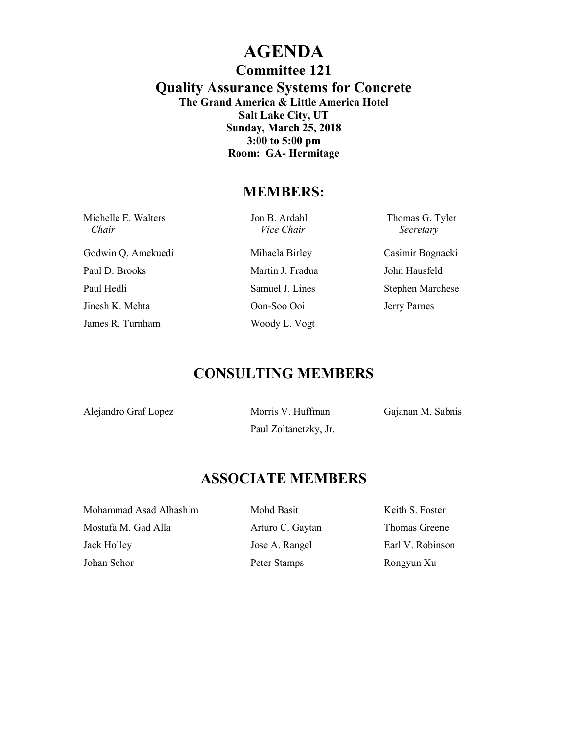# AGENDA

## Committee 121

## Quality Assurance Systems for Concrete

**The Grand America & Little America Hotel**
**Salt Lake City, UT**
**Sunday, March 25, 2018**
**3:00 to 5:00 pm**
**Room: GA- Hermitage**

## MEMBERS:

| | | |
|---|---|---|
| Michelle E. Walters *Chair* | Jon B. Ardahl *Vice Chair* | Thomas G. Tyler *Secretary* |
| Godwin Q. Amekuedi | Mihaela Birley | Casimir Bognacki |
| Paul D. Brooks | Martin J. Fradua | John Hausfeld |
| Paul Hedli | Samuel J. Lines | Stephen Marchese |
| Jinesh K. Mehta | Oon-Soo Ooi | Jerry Parnes |
| James R. Turnham | Woody L. Vogt | |

## CONSULTING MEMBERS

| | | |
|---|---|---|
| Alejandro Graf Lopez | Morris V. Huffman | Gajanan M. Sabnis |
| | Paul Zoltanetzky, Jr. | |

## ASSOCIATE MEMBERS

| | | |
|---|---|---|
| Mohammad Asad Alhashim | Mohd Basit | Keith S. Foster |
| Mostafa M. Gad Alla | Arturo C. Gaytan | Thomas Greene |
| Jack Holley | Jose A. Rangel | Earl V. Robinson |
| Johan Schor | Peter Stamps | Rongyun Xu |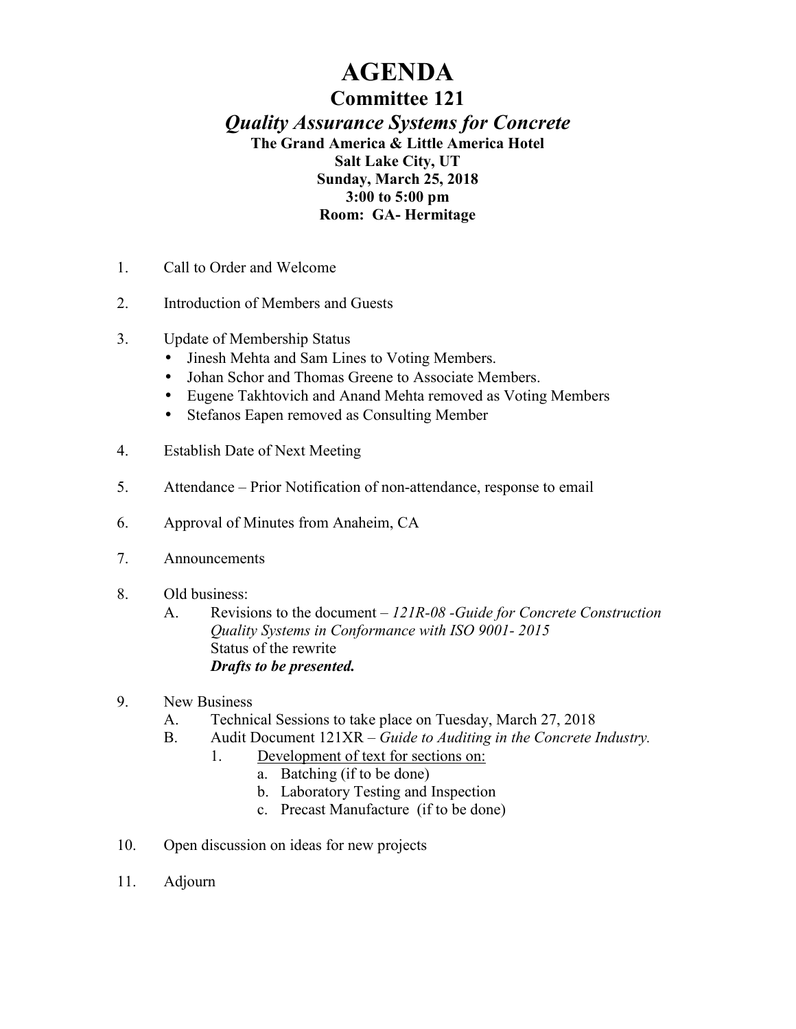# AGENDA

## Committee 121

### *Quality Assurance Systems for Concrete*

**The Grand America & Little America Hotel**
**Salt Lake City, UT**
**Sunday, March 25, 2018**
**3:00 to 5:00 pm**
**Room: GA- Hermitage**

1. Call to Order and Welcome

2. Introduction of Members and Guests

3. Update of Membership Status
   - Jinesh Mehta and Sam Lines to Voting Members.
   - Johan Schor and Thomas Greene to Associate Members.
   - Eugene Takhtovich and Anand Mehta removed as Voting Members
   - Stefanos Eapen removed as Consulting Member

4. Establish Date of Next Meeting

5. Attendance – Prior Notification of non-attendance, response to email

6. Approval of Minutes from Anaheim, CA

7. Announcements

8. Old business:
   A. Revisions to the document – *121R-08 -Guide for Concrete Construction Quality Systems in Conformance with ISO 9001- 2015*
      Status of the rewrite
      ***Drafts to be presented.***

9. New Business
   A. Technical Sessions to take place on Tuesday, March 27, 2018
   B. Audit Document 121XR – *Guide to Auditing in the Concrete Industry.*
      1. <u>Development of text for sections on:</u>
         a. Batching (if to be done)
         b. Laboratory Testing and Inspection
         c. Precast Manufacture (if to be done)

10. Open discussion on ideas for new projects

11. Adjourn